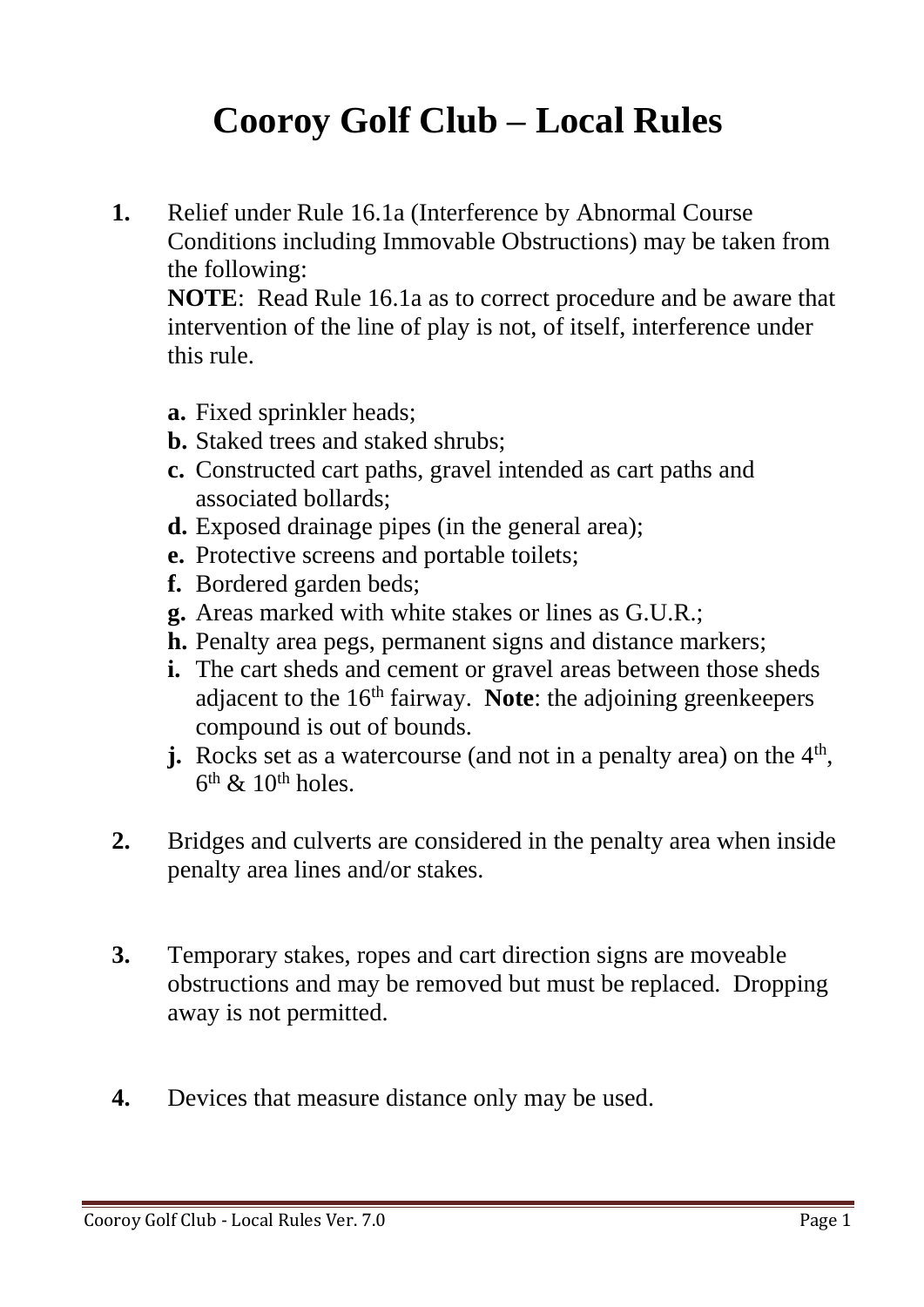# Cooroy Golf Club – Local Rules

**1.** Relief under Rule 16.1a (Interference by Abnormal Course Conditions including Immovable Obstructions) may be taken from the following:
**NOTE**: Read Rule 16.1a as to correct procedure and be aware that intervention of the line of play is not, of itself, interference under this rule.

- **a.** Fixed sprinkler heads;
- **b.** Staked trees and staked shrubs;
- **c.** Constructed cart paths, gravel intended as cart paths and associated bollards;
- **d.** Exposed drainage pipes (in the general area);
- **e.** Protective screens and portable toilets;
- **f.** Bordered garden beds;
- **g.** Areas marked with white stakes or lines as G.U.R.;
- **h.** Penalty area pegs, permanent signs and distance markers;
- **i.** The cart sheds and cement or gravel areas between those sheds adjacent to the 16th fairway. **Note**: the adjoining greenkeepers compound is out of bounds.
- **j.** Rocks set as a watercourse (and not in a penalty area) on the 4th, 6th & 10th holes.

**2.** Bridges and culverts are considered in the penalty area when inside penalty area lines and/or stakes.

**3.** Temporary stakes, ropes and cart direction signs are moveable obstructions and may be removed but must be replaced. Dropping away is not permitted.

**4.** Devices that measure distance only may be used.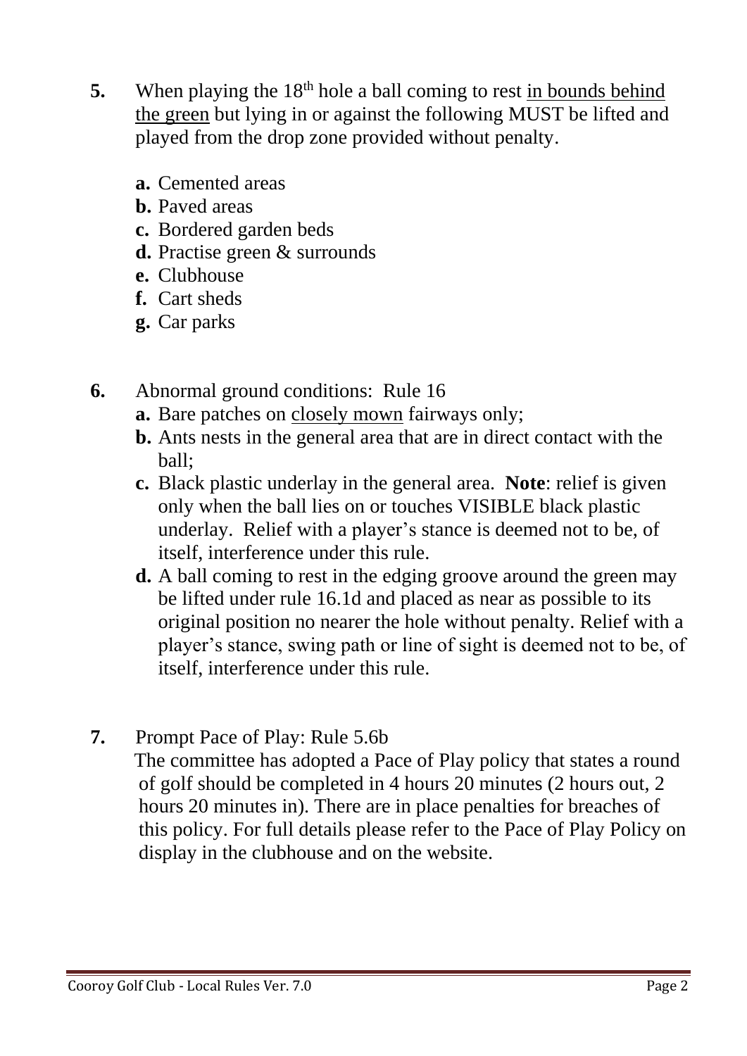5. When playing the 18th hole a ball coming to rest <u>in bounds behind the green</u> but lying in or against the following MUST be lifted and played from the drop zone provided without penalty.

   **a.** Cemented areas
   **b.** Paved areas
   **c.** Bordered garden beds
   **d.** Practise green & surrounds
   **e.** Clubhouse
   **f.** Cart sheds
   **g.** Car parks

6. Abnormal ground conditions: Rule 16

   **a.** Bare patches on <u>closely mown</u> fairways only;
   **b.** Ants nests in the general area that are in direct contact with the ball;
   **c.** Black plastic underlay in the general area. **Note**: relief is given only when the ball lies on or touches VISIBLE black plastic underlay. Relief with a player's stance is deemed not to be, of itself, interference under this rule.
   **d.** A ball coming to rest in the edging groove around the green may be lifted under rule 16.1d and placed as near as possible to its original position no nearer the hole without penalty. Relief with a player's stance, swing path or line of sight is deemed not to be, of itself, interference under this rule.

7. Prompt Pace of Play: Rule 5.6b

   The committee has adopted a Pace of Play policy that states a round of golf should be completed in 4 hours 20 minutes (2 hours out, 2 hours 20 minutes in). There are in place penalties for breaches of this policy. For full details please refer to the Pace of Play Policy on display in the clubhouse and on the website.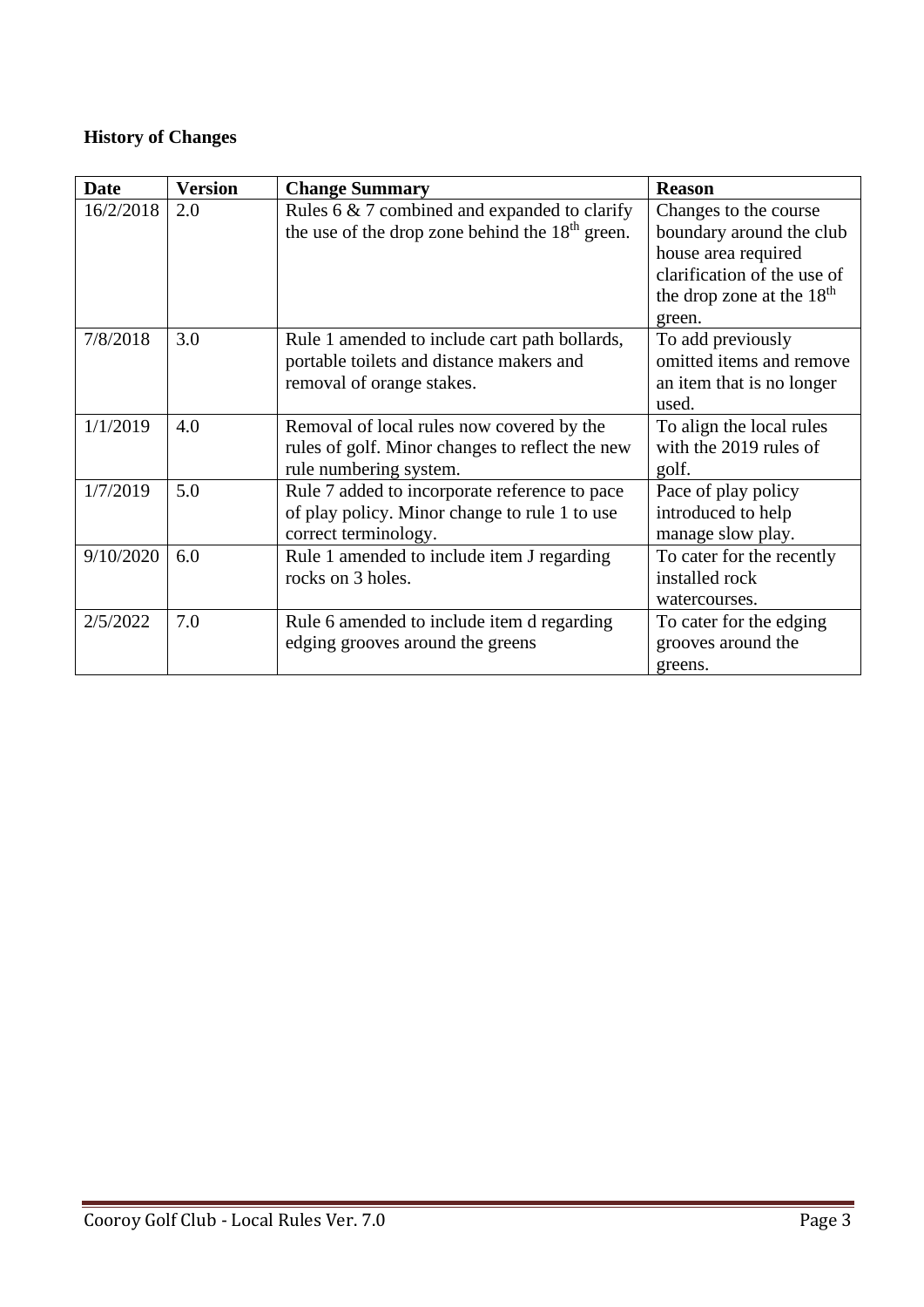**History of Changes**

| Date | Version | Change Summary | Reason |
|---|---|---|---|
| 16/2/2018 | 2.0 | Rules 6 & 7 combined and expanded to clarify the use of the drop zone behind the 18th green. | Changes to the course boundary around the club house area required clarification of the use of the drop zone at the 18th green. |
| 7/8/2018 | 3.0 | Rule 1 amended to include cart path bollards, portable toilets and distance makers and removal of orange stakes. | To add previously omitted items and remove an item that is no longer used. |
| 1/1/2019 | 4.0 | Removal of local rules now covered by the rules of golf. Minor changes to reflect the new rule numbering system. | To align the local rules with the 2019 rules of golf. |
| 1/7/2019 | 5.0 | Rule 7 added to incorporate reference to pace of play policy. Minor change to rule 1 to use correct terminology. | Pace of play policy introduced to help manage slow play. |
| 9/10/2020 | 6.0 | Rule 1 amended to include item J regarding rocks on 3 holes. | To cater for the recently installed rock watercourses. |
| 2/5/2022 | 7.0 | Rule 6 amended to include item d regarding edging grooves around the greens | To cater for the edging grooves around the greens. |